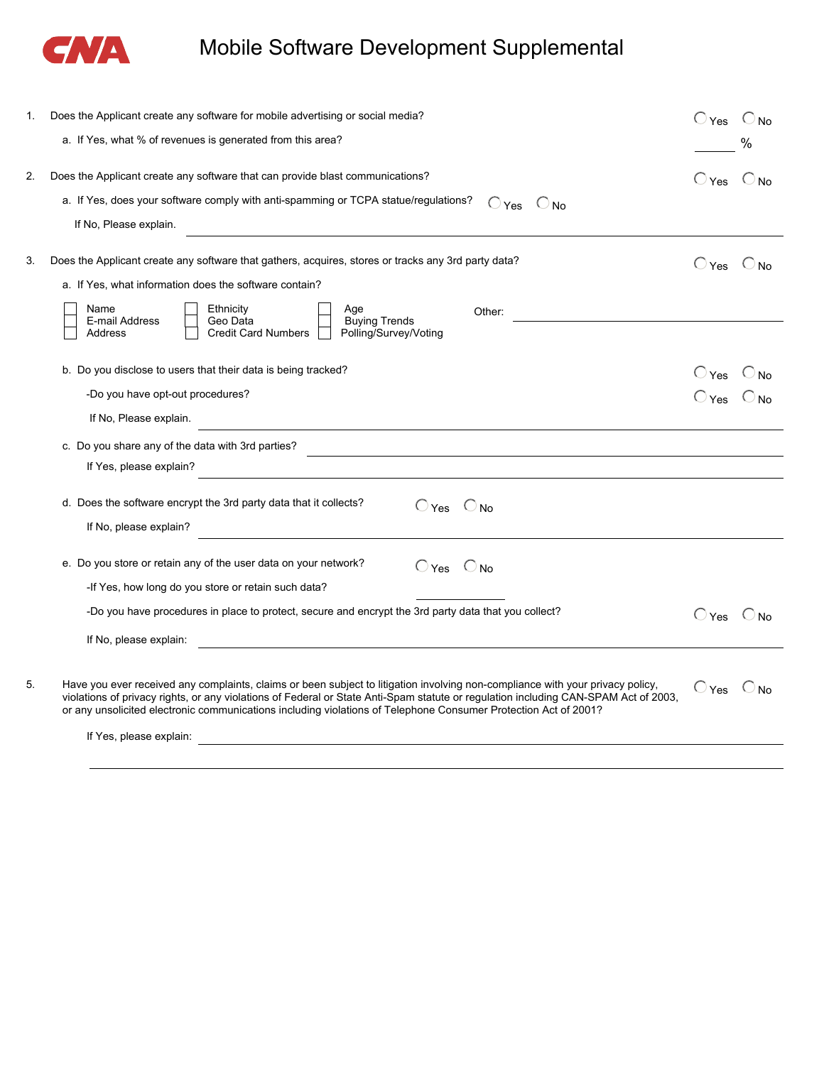CNA

# Mobile Software Development Supplemental

1. Does the Applicant create any software for mobile advertising or social media? ◯ Yes ◯ No

   a. If Yes, what % of revenues is generated from this area? ______ %

2. Does the Applicant create any software that can provide blast communications? ◯ Yes ◯ No

   a. If Yes, does your software comply with anti-spamming or TCPA statue/regulations? ◯ Yes ◯ No

   If No, Please explain. ______

3. Does the Applicant create any software that gathers, acquires, stores or tracks any 3rd party data? ◯ Yes ◯ No

   a. If Yes, what information does the software contain?

   - [ ] Name
   - [ ] E-mail Address
   - [ ] Address
   - [ ] Ethnicity
   - [ ] Geo Data
   - [ ] Credit Card Numbers
   - [ ] Age
   - [ ] Buying Trends
   - [ ] Polling/Survey/Voting

   Other: ______

   b. Do you disclose to users that their data is being tracked? ◯ Yes ◯ No

   -Do you have opt-out procedures? ◯ Yes ◯ No

   If No, Please explain. ______

   c. Do you share any of the data with 3rd parties? ______

   If Yes, please explain? ______

   d. Does the software encrypt the 3rd party data that it collects? ◯ Yes ◯ No

   If No, please explain? ______

   e. Do you store or retain any of the user data on your network? ◯ Yes ◯ No

   -If Yes, how long do you store or retain such data? ______

   -Do you have procedures in place to protect, secure and encrypt the 3rd party data that you collect? ◯ Yes ◯ No

   If No, please explain: ______

5. Have you ever received any complaints, claims or been subject to litigation involving non-compliance with your privacy policy, violations of privacy rights, or any violations of Federal or State Anti-Spam statute or regulation including CAN-SPAM Act of 2003, or any unsolicited electronic communications including violations of Telephone Consumer Protection Act of 2001? ◯ Yes ◯ No

   If Yes, please explain: ______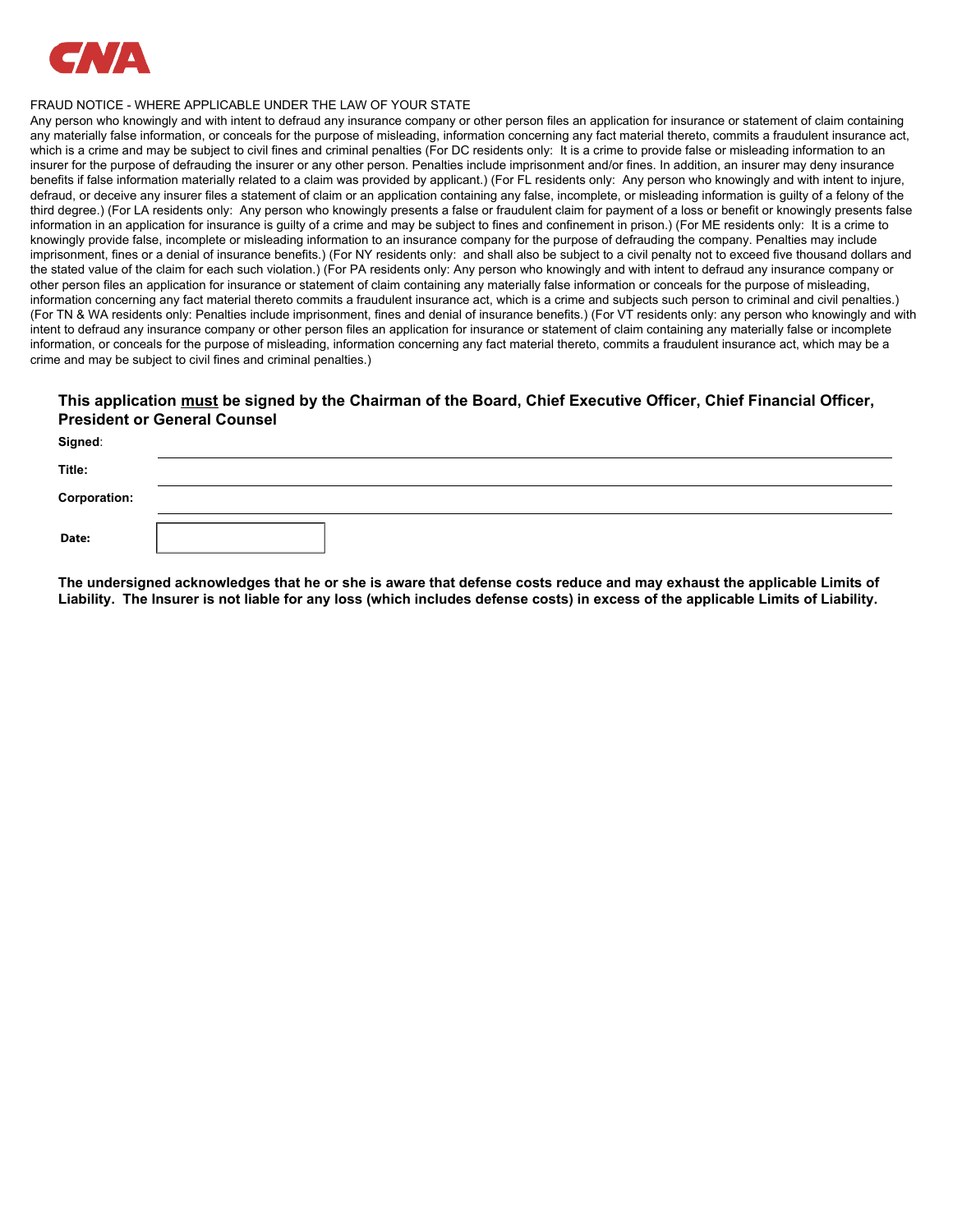FRAUD NOTICE - WHERE APPLICABLE UNDER THE LAW OF YOUR STATE

Any person who knowingly and with intent to defraud any insurance company or other person files an application for insurance or statement of claim containing any materially false information, or conceals for the purpose of misleading, information concerning any fact material thereto, commits a fraudulent insurance act, which is a crime and may be subject to civil fines and criminal penalties (For DC residents only: It is a crime to provide false or misleading information to an insurer for the purpose of defrauding the insurer or any other person. Penalties include imprisonment and/or fines. In addition, an insurer may deny insurance benefits if false information materially related to a claim was provided by applicant.) (For FL residents only: Any person who knowingly and with intent to injure, defraud, or deceive any insurer files a statement of claim or an application containing any false, incomplete, or misleading information is guilty of a felony of the third degree.) (For LA residents only: Any person who knowingly presents a false or fraudulent claim for payment of a loss or benefit or knowingly presents false information in an application for insurance is guilty of a crime and may be subject to fines and confinement in prison.) (For ME residents only: It is a crime to knowingly provide false, incomplete or misleading information to an insurance company for the purpose of defrauding the company. Penalties may include imprisonment, fines or a denial of insurance benefits.) (For NY residents only: and shall also be subject to a civil penalty not to exceed five thousand dollars and the stated value of the claim for each such violation.) (For PA residents only: Any person who knowingly and with intent to defraud any insurance company or other person files an application for insurance or statement of claim containing any materially false information or conceals for the purpose of misleading, information concerning any fact material thereto commits a fraudulent insurance act, which is a crime and subjects such person to criminal and civil penalties.) (For TN & WA residents only: Penalties include imprisonment, fines and denial of insurance benefits.) (For VT residents only: any person who knowingly and with intent to defraud any insurance company or other person files an application for insurance or statement of claim containing any materially false or incomplete information, or conceals for the purpose of misleading, information concerning any fact material thereto, commits a fraudulent insurance act, which may be a crime and may be subject to civil fines and criminal penalties.)

**This application must be signed by the Chairman of the Board, Chief Executive Officer, Chief Financial Officer, President or General Counsel**

**Signed**: ____________________

**Title:** ____________________

**Corporation:** ____________________

**Date:** ____________________

**The undersigned acknowledges that he or she is aware that defense costs reduce and may exhaust the applicable Limits of Liability. The Insurer is not liable for any loss (which includes defense costs) in excess of the applicable Limits of Liability.**